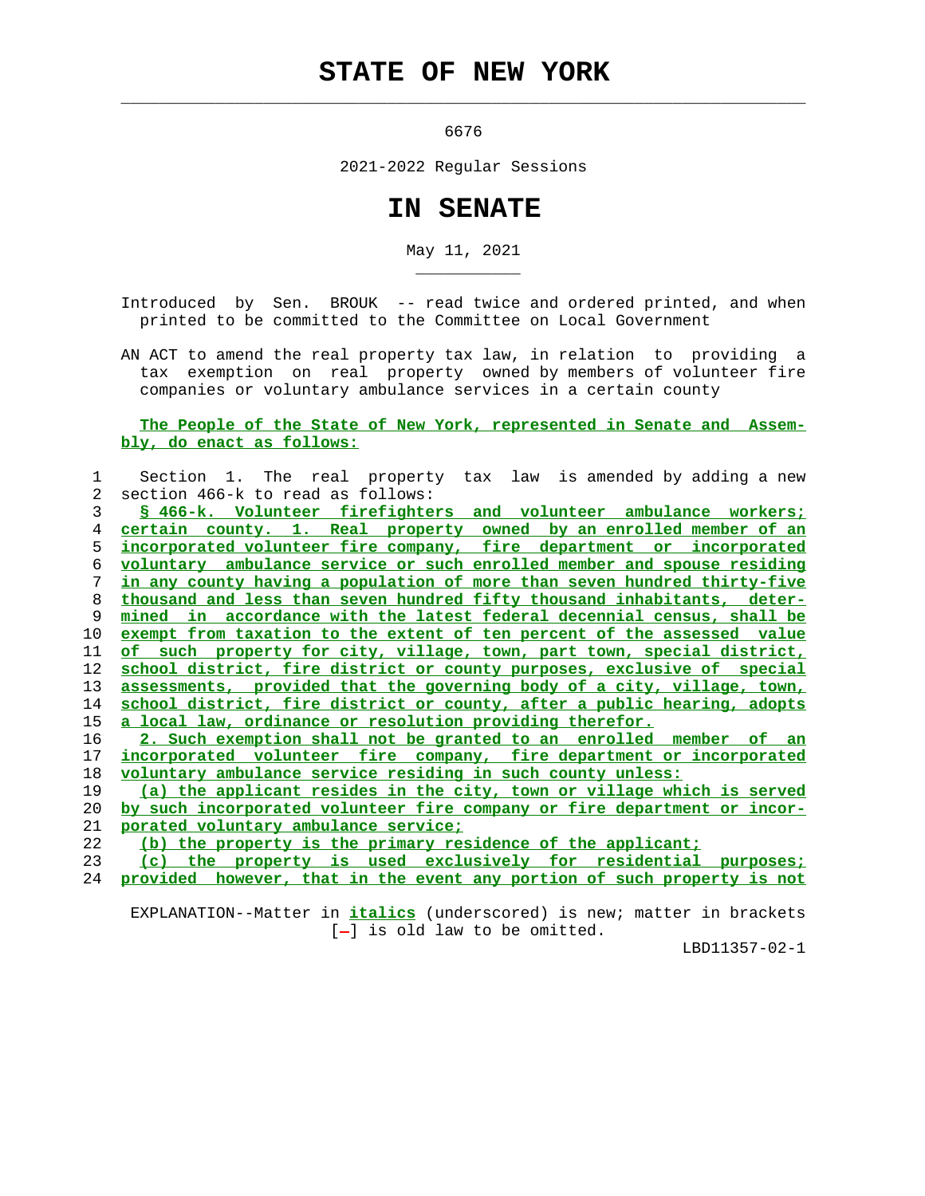# STATE OF NEW YORK

6676

2021-2022 Regular Sessions

# IN SENATE

May 11, 2021

Introduced by Sen. BROUK -- read twice and ordered printed, and when printed to be committed to the Committee on Local Government

AN ACT to amend the real property tax law, in relation to providing a tax exemption on real property owned by members of volunteer fire companies or voluntary ambulance services in a certain county

The People of the State of New York, represented in Senate and Assembly, do enact as follows:

1 Section 1. The real property tax law is amended by adding a new
2 section 466-k to read as follows:
3 § 466-k. Volunteer firefighters and volunteer ambulance workers;
4 certain county. 1. Real property owned by an enrolled member of an
5 incorporated volunteer fire company, fire department or incorporated
6 voluntary ambulance service or such enrolled member and spouse residing
7 in any county having a population of more than seven hundred thirty-five
8 thousand and less than seven hundred fifty thousand inhabitants, deter-
9 mined in accordance with the latest federal decennial census, shall be
10 exempt from taxation to the extent of ten percent of the assessed value
11 of such property for city, village, town, part town, special district,
12 school district, fire district or county purposes, exclusive of special
13 assessments, provided that the governing body of a city, village, town,
14 school district, fire district or county, after a public hearing, adopts
15 a local law, ordinance or resolution providing therefor.
16 2. Such exemption shall not be granted to an enrolled member of an
17 incorporated volunteer fire company, fire department or incorporated
18 voluntary ambulance service residing in such county unless:
19 (a) the applicant resides in the city, town or village which is served
20 by such incorporated volunteer fire company or fire department or incor-
21 porated voluntary ambulance service;
22 (b) the property is the primary residence of the applicant;
23 (c) the property is used exclusively for residential purposes;
24 provided however, that in the event any portion of such property is not

EXPLANATION--Matter in *italics* (underscored) is new; matter in brackets [-] is old law to be omitted.

LBD11357-02-1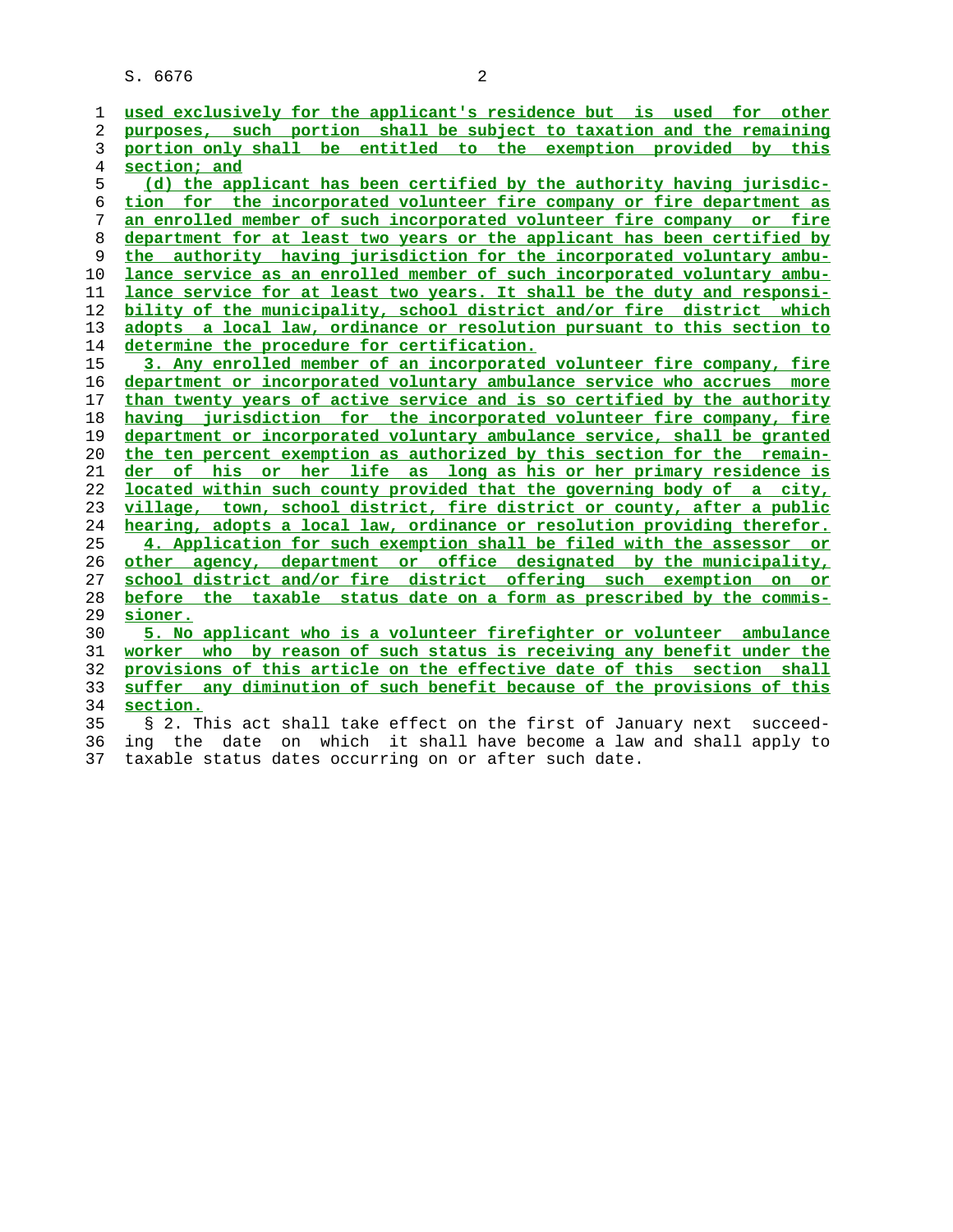used exclusively for the applicant's residence but is used for other purposes, such portion shall be subject to taxation and the remaining portion only shall be entitled to the exemption provided by this section; and

(d) the applicant has been certified by the authority having jurisdiction for the incorporated volunteer fire company or fire department as an enrolled member of such incorporated volunteer fire company or fire department for at least two years or the applicant has been certified by the authority having jurisdiction for the incorporated voluntary ambulance service as an enrolled member of such incorporated voluntary ambulance service for at least two years. It shall be the duty and responsibility of the municipality, school district and/or fire district which adopts a local law, ordinance or resolution pursuant to this section to determine the procedure for certification.

3. Any enrolled member of an incorporated volunteer fire company, fire department or incorporated voluntary ambulance service who accrues more than twenty years of active service and is so certified by the authority having jurisdiction for the incorporated volunteer fire company, fire department or incorporated voluntary ambulance service, shall be granted the ten percent exemption as authorized by this section for the remainder of his or her life as long as his or her primary residence is located within such county provided that the governing body of a city, village, town, school district, fire district or county, after a public hearing, adopts a local law, ordinance or resolution providing therefor.

4. Application for such exemption shall be filed with the assessor or other agency, department or office designated by the municipality, school district and/or fire district offering such exemption on or before the taxable status date on a form as prescribed by the commissioner.

5. No applicant who is a volunteer firefighter or volunteer ambulance worker who by reason of such status is receiving any benefit under the provisions of this article on the effective date of this section shall suffer any diminution of such benefit because of the provisions of this section.

§ 2. This act shall take effect on the first of January next succeeding the date on which it shall have become a law and shall apply to taxable status dates occurring on or after such date.